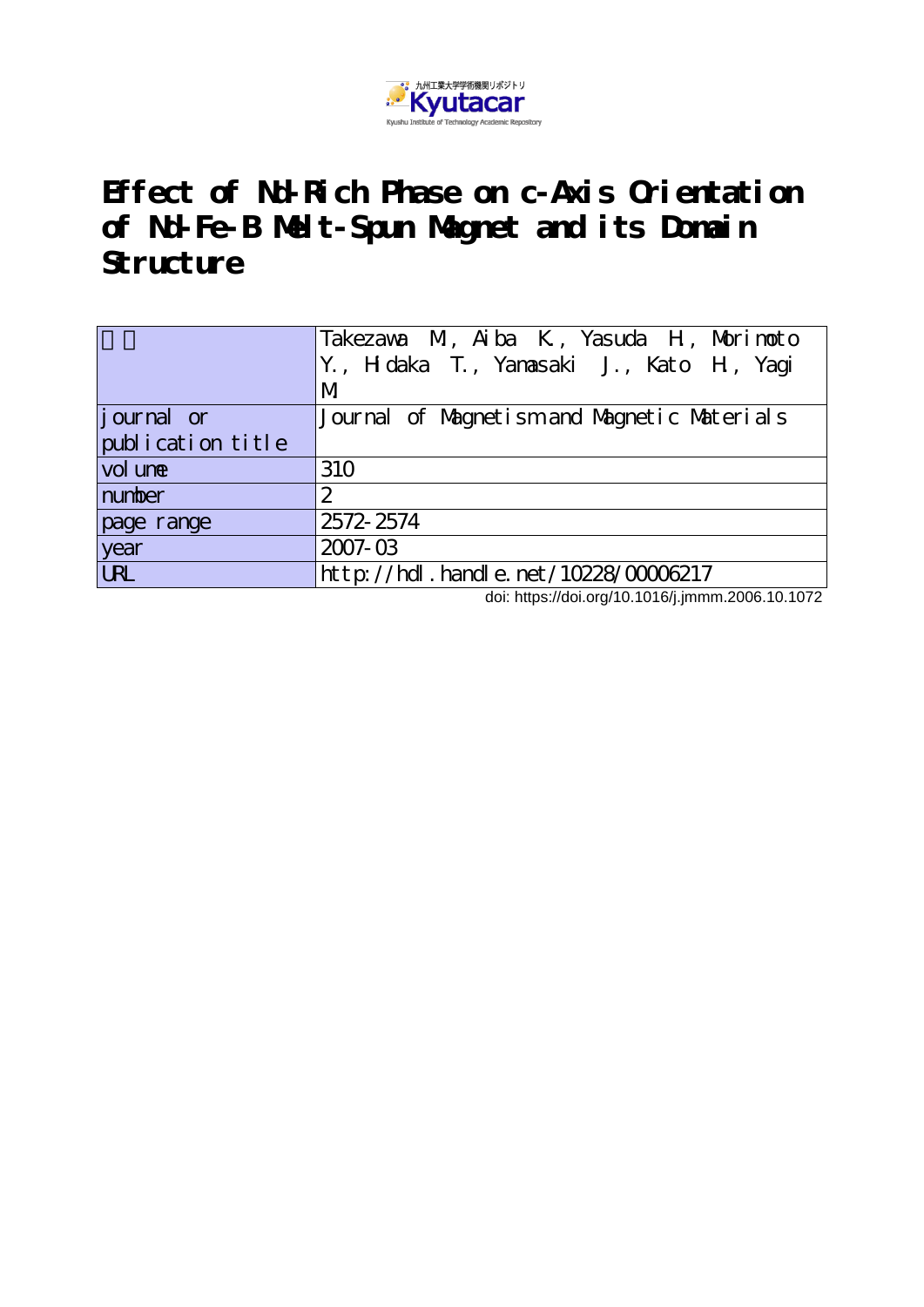九州工業大学学術機関リポジトリ
Kyutacar
Kyushu Institute of Technology Academic Repository

# Effect of Nd-Rich Phase on c-Axis Orientation of Nd-Fe-B Melt-Spun Magnet and its Domain Structure

| 著者 | Takezawa M., Aiba K., Yasuda H., Morimoto Y., Hidaka T., Yamasaki J., Kato H., Yagi M |
|---|---|
| journal or publication title | Journal of Magnetism and Magnetic Materials |
| volume | 310 |
| number | 2 |
| page range | 2572-2574 |
| year | 2007-03 |
| URL | http://hdl.handle.net/10228/00006217 |

doi: https://doi.org/10.1016/j.jmmm.2006.10.1072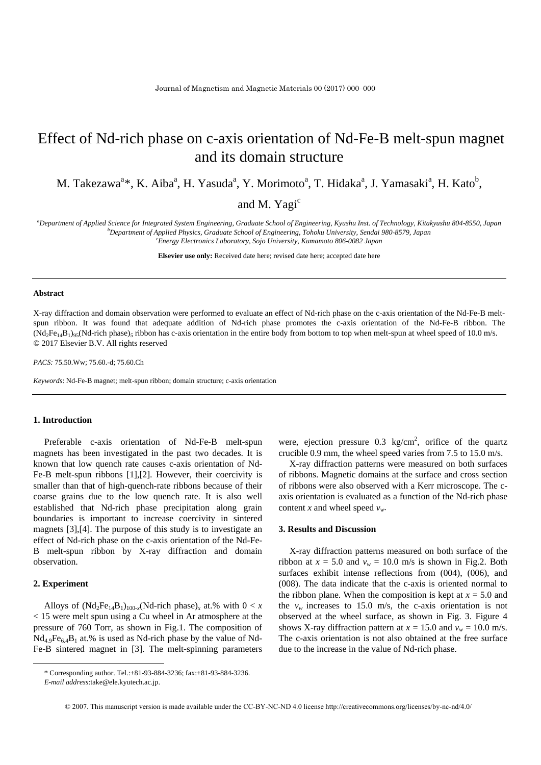# Effect of Nd-rich phase on c-axis orientation of Nd-Fe-B melt-spun magnet and its domain structure

M. Takezawa[a]*, K. Aiba[a], H. Yasuda[a], Y. Morimoto[a], T. Hidaka[a], J. Yamasaki[a], H. Kato[b], and M. Yagi[c]

[a]*Department of Applied Science for Integrated System Engineering, Graduate School of Engineering, Kyushu Inst. of Technology, Kitakyushu 804-8550, Japan*
[b]*Department of Applied Physics, Graduate School of Engineering, Tohoku University, Sendai 980-8579, Japan*
[c]*Energy Electronics Laboratory, Sojo University, Kumamoto 806-0082 Japan*

**Elsevier use only:** Received date here; revised date here; accepted date here

### Abstract

X-ray diffraction and domain observation were performed to evaluate an effect of Nd-rich phase on the c-axis orientation of the Nd-Fe-B melt-spun ribbon. It was found that adequate addition of Nd-rich phase promotes the c-axis orientation of the Nd-Fe-B ribbon. The $(Nd_2Fe_{14}B_1)_{95}$(Nd-rich phase)$_5$ ribbon has c-axis orientation in the entire body from bottom to top when melt-spun at wheel speed of 10.0 m/s.
© 2017 Elsevier B.V. All rights reserved

*PACS:* 75.50.Ww; 75.60.-d; 75.60.Ch

*Keywords*: Nd-Fe-B magnet; melt-spun ribbon; domain structure; c-axis orientation

## 1. Introduction

Preferable c-axis orientation of Nd-Fe-B melt-spun magnets has been investigated in the past two decades. It is known that low quench rate causes c-axis orientation of Nd-Fe-B melt-spun ribbons [1],[2]. However, their coercivity is smaller than that of high-quench-rate ribbons because of their coarse grains due to the low quench rate. It is also well established that Nd-rich phase precipitation along grain boundaries is important to increase coercivity in sintered magnets [3],[4]. The purpose of this study is to investigate an effect of Nd-rich phase on the c-axis orientation of the Nd-Fe-B melt-spun ribbon by X-ray diffraction and domain observation.

## 2. Experiment

Alloys of $(Nd_2Fe_{14}B_1)_{100-x}$(Nd-rich phase)$_x$ at.% with $0 < x < 15$ were melt spun using a Cu wheel in Ar atmosphere at the pressure of 760 Torr, as shown in Fig.1. The composition of $Nd_{4.9}Fe_{6.4}B_1$ at.% is used as Nd-rich phase by the value of Nd-Fe-B sintered magnet in [3]. The melt-spinning parameters were, ejection pressure 0.3 kg/cm$^2$, orifice of the quartz crucible 0.9 mm, the wheel speed varies from 7.5 to 15.0 m/s.

X-ray diffraction patterns were measured on both surfaces of ribbons. Magnetic domains at the surface and cross section of ribbons were also observed with a Kerr microscope. The c-axis orientation is evaluated as a function of the Nd-rich phase content $x$ and wheel speed $v_w$.

## 3. Results and Discussion

X-ray diffraction patterns measured on both surface of the ribbon at $x = 5.0$ and $v_w = 10.0$ m/s is shown in Fig.2. Both surfaces exhibit intense reflections from (004), (006), and (008). The data indicate that the c-axis is oriented normal to the ribbon plane. When the composition is kept at $x = 5.0$ and the $v_w$ increases to 15.0 m/s, the c-axis orientation is not observed at the wheel surface, as shown in Fig. 3. Figure 4 shows X-ray diffraction pattern at $x = 15.0$ and $v_w = 10.0$ m/s. The c-axis orientation is not also obtained at the free surface due to the increase in the value of Nd-rich phase.

* Corresponding author. Tel.:+81-93-884-3236; fax:+81-93-884-3236.
*E-mail address*:take@ele.kyutech.ac.jp.

© 2007. This manuscript version is made available under the CC-BY-NC-ND 4.0 license http://creativecommons.org/licenses/by-nc-nd/4.0/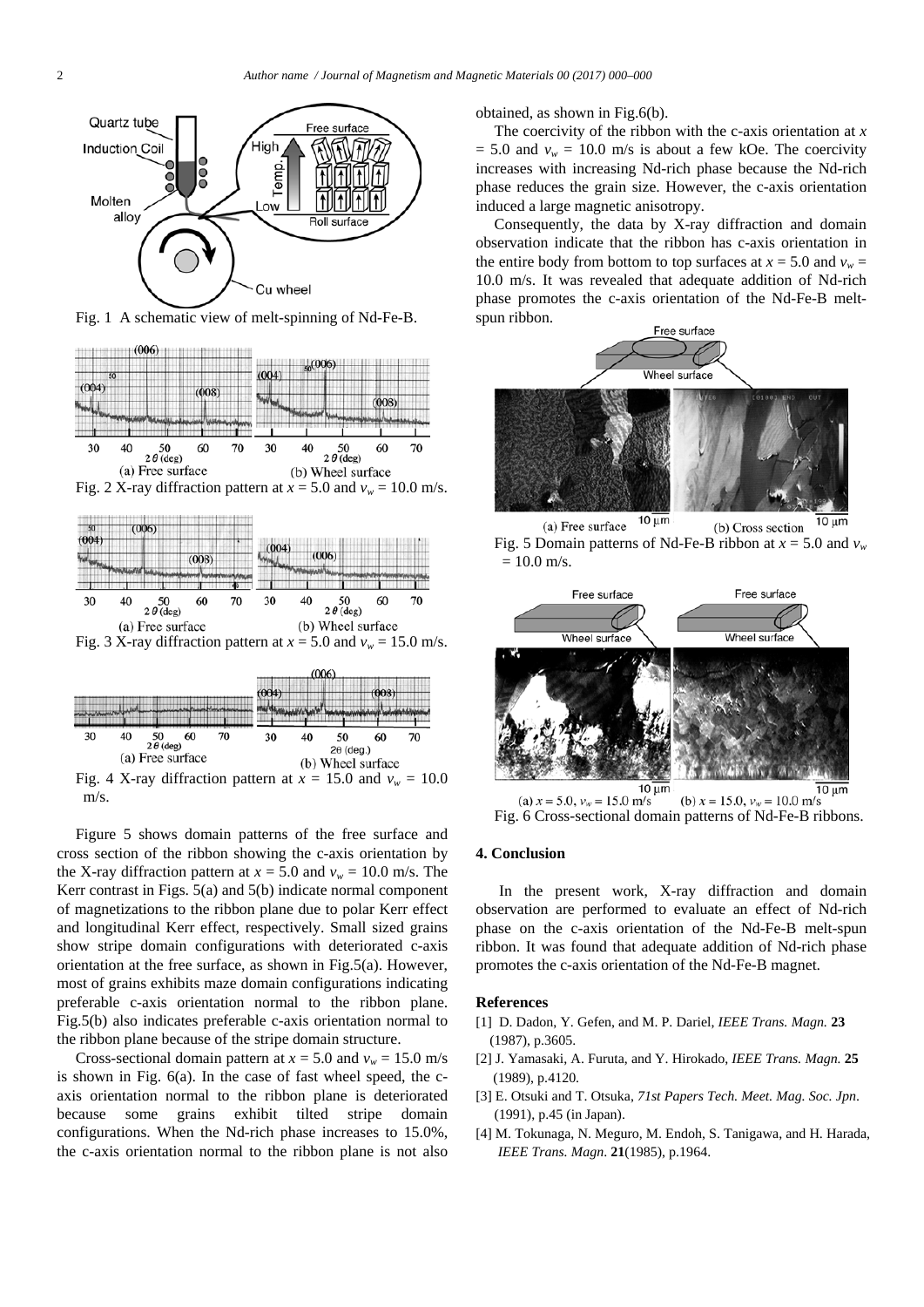Fig. 1 A schematic view of melt-spinning of Nd-Fe-B.

Fig. 2 X-ray diffraction pattern at $x = 5.0$ and $v_w = 10.0$ m/s.

Fig. 3 X-ray diffraction pattern at $x = 5.0$ and $v_w = 15.0$ m/s.

Fig. 4 X-ray diffraction pattern at $x = 15.0$ and $v_w = 10.0$ m/s.

Figure 5 shows domain patterns of the free surface and cross section of the ribbon showing the c-axis orientation by the X-ray diffraction pattern at $x = 5.0$ and $v_w = 10.0$ m/s. The Kerr contrast in Figs. 5(a) and 5(b) indicate normal component of magnetizations to the ribbon plane due to polar Kerr effect and longitudinal Kerr effect, respectively. Small sized grains show stripe domain configurations with deteriorated c-axis orientation at the free surface, as shown in Fig.5(a). However, most of grains exhibits maze domain configurations indicating preferable c-axis orientation normal to the ribbon plane. Fig.5(b) also indicates preferable c-axis orientation normal to the ribbon plane because of the stripe domain structure.

Cross-sectional domain pattern at $x = 5.0$ and $v_w = 15.0$ m/s is shown in Fig. 6(a). In the case of fast wheel speed, the c-axis orientation normal to the ribbon plane is deteriorated because some grains exhibit tilted stripe domain configurations. When the Nd-rich phase increases to 15.0%, the c-axis orientation normal to the ribbon plane is not also obtained, as shown in Fig.6(b).

The coercivity of the ribbon with the c-axis orientation at $x = 5.0$ and $v_w = 10.0$ m/s is about a few kOe. The coercivity increases with increasing Nd-rich phase because the Nd-rich phase reduces the grain size. However, the c-axis orientation induced a large magnetic anisotropy.

Consequently, the data by X-ray diffraction and domain observation indicate that the ribbon has c-axis orientation in the entire body from bottom to top surfaces at $x = 5.0$ and $v_w = 10.0$ m/s. It was revealed that adequate addition of Nd-rich phase promotes the c-axis orientation of the Nd-Fe-B melt-spun ribbon.

Fig. 5 Domain patterns of Nd-Fe-B ribbon at $x = 5.0$ and $v_w = 10.0$ m/s.

Fig. 6 Cross-sectional domain patterns of Nd-Fe-B ribbons.

## 4. Conclusion

In the present work, X-ray diffraction and domain observation are performed to evaluate an effect of Nd-rich phase on the c-axis orientation of the Nd-Fe-B melt-spun ribbon. It was found that adequate addition of Nd-rich phase promotes the c-axis orientation of the Nd-Fe-B magnet.

## References

[1] D. Dadon, Y. Gefen, and M. P. Dariel, *IEEE Trans. Magn.* **23** (1987), p.3605.

[2] J. Yamasaki, A. Furuta, and Y. Hirokado, *IEEE Trans. Magn.* **25** (1989), p.4120.

[3] E. Otsuki and T. Otsuka, *71st Papers Tech. Meet. Mag. Soc. Jpn*. (1991), p.45 (in Japan).

[4] M. Tokunaga, N. Meguro, M. Endoh, S. Tanigawa, and H. Harada, *IEEE Trans. Magn*. **21**(1985), p.1964.